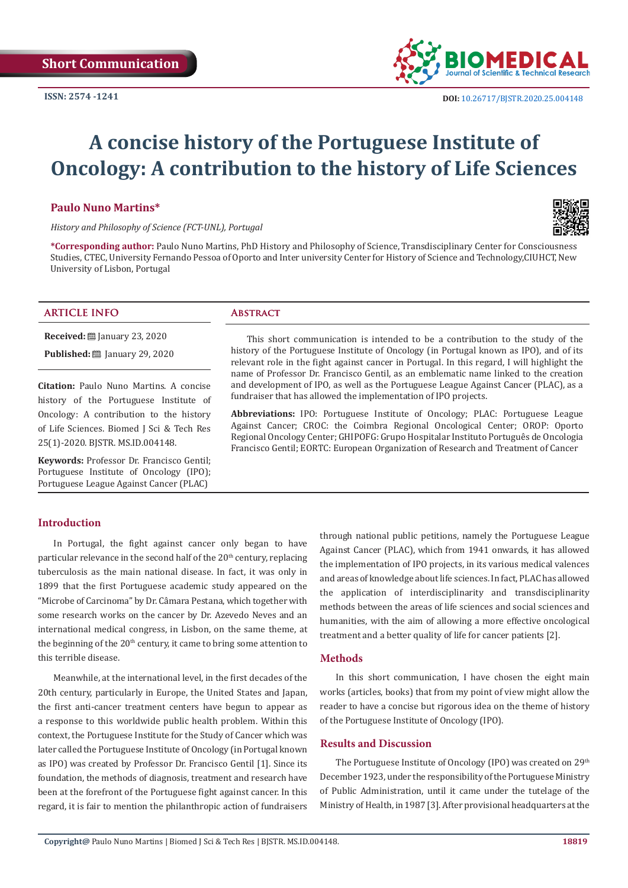Short Communication

ISSN: 2574 -1241

DOI: 10.26717/BJSTR.2020.25.004148

# A concise history of the Portuguese Institute of Oncology: A contribution to the history of Life Sciences

**Paulo Nuno Martins***

*History and Philosophy of Science (FCT-UNL), Portugal*

***Corresponding author:** Paulo Nuno Martins, PhD History and Philosophy of Science, Transdisciplinary Center for Consciousness Studies, CTEC, University Fernando Pessoa of Oporto and Inter university Center for History of Science and Technology,CIUHCT, New University of Lisbon, Portugal

## ARTICLE INFO

**Received:** January 23, 2020

**Published:** January 29, 2020

**Citation:** Paulo Nuno Martins. A concise history of the Portuguese Institute of Oncology: A contribution to the history of Life Sciences. Biomed J Sci & Tech Res 25(1)-2020. BJSTR. MS.ID.004148.

**Keywords:** Professor Dr. Francisco Gentil; Portuguese Institute of Oncology (IPO); Portuguese League Against Cancer (PLAC)

## Abstract

This short communication is intended to be a contribution to the study of the history of the Portuguese Institute of Oncology (in Portugal known as IPO), and of its relevant role in the fight against cancer in Portugal. In this regard, I will highlight the name of Professor Dr. Francisco Gentil, as an emblematic name linked to the creation and development of IPO, as well as the Portuguese League Against Cancer (PLAC), as a fundraiser that has allowed the implementation of IPO projects.

**Abbreviations:** IPO: Portuguese Institute of Oncology; PLAC: Portuguese League Against Cancer; CROC: the Coimbra Regional Oncological Center; OROP: Oporto Regional Oncology Center; GHIPOFG: Grupo Hospitalar Instituto Português de Oncologia Francisco Gentil; EORTC: European Organization of Research and Treatment of Cancer

## Introduction

In Portugal, the fight against cancer only began to have particular relevance in the second half of the 20th century, replacing tuberculosis as the main national disease. In fact, it was only in 1899 that the first Portuguese academic study appeared on the "Microbe of Carcinoma" by Dr. Câmara Pestana, which together with some research works on the cancer by Dr. Azevedo Neves and an international medical congress, in Lisbon, on the same theme, at the beginning of the 20th century, it came to bring some attention to this terrible disease.

Meanwhile, at the international level, in the first decades of the 20th century, particularly in Europe, the United States and Japan, the first anti-cancer treatment centers have begun to appear as a response to this worldwide public health problem. Within this context, the Portuguese Institute for the Study of Cancer which was later called the Portuguese Institute of Oncology (in Portugal known as IPO) was created by Professor Dr. Francisco Gentil [1]. Since its foundation, the methods of diagnosis, treatment and research have been at the forefront of the Portuguese fight against cancer. In this regard, it is fair to mention the philanthropic action of fundraisers through national public petitions, namely the Portuguese League Against Cancer (PLAC), which from 1941 onwards, it has allowed the implementation of IPO projects, in its various medical valences and areas of knowledge about life sciences. In fact, PLAC has allowed the application of interdisciplinarity and transdisciplinarity methods between the areas of life sciences and social sciences and humanities, with the aim of allowing a more effective oncological treatment and a better quality of life for cancer patients [2].

## Methods

In this short communication, I have chosen the eight main works (articles, books) that from my point of view might allow the reader to have a concise but rigorous idea on the theme of history of the Portuguese Institute of Oncology (IPO).

## Results and Discussion

The Portuguese Institute of Oncology (IPO) was created on 29th December 1923, under the responsibility of the Portuguese Ministry of Public Administration, until it came under the tutelage of the Ministry of Health, in 1987 [3]. After provisional headquarters at the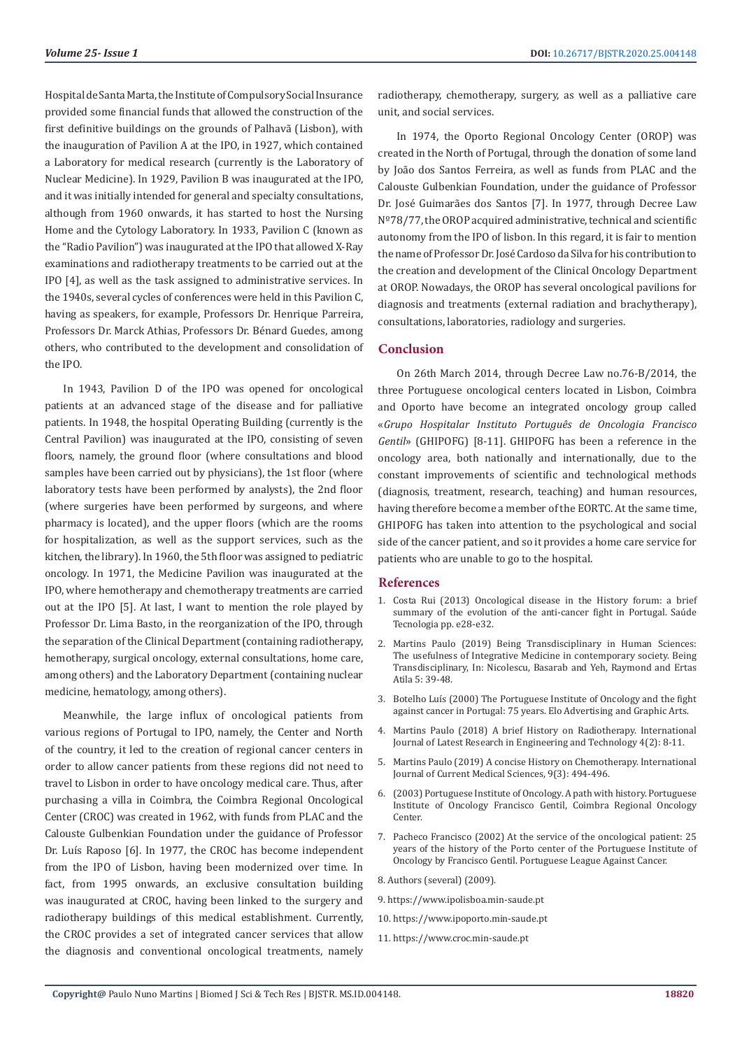Hospital de Santa Marta, the Institute of Compulsory Social Insurance provided some financial funds that allowed the construction of the first definitive buildings on the grounds of Palhavã (Lisbon), with the inauguration of Pavilion A at the IPO, in 1927, which contained a Laboratory for medical research (currently is the Laboratory of Nuclear Medicine). In 1929, Pavilion B was inaugurated at the IPO, and it was initially intended for general and specialty consultations, although from 1960 onwards, it has started to host the Nursing Home and the Cytology Laboratory. In 1933, Pavilion C (known as the "Radio Pavilion") was inaugurated at the IPO that allowed X-Ray examinations and radiotherapy treatments to be carried out at the IPO [4], as well as the task assigned to administrative services. In the 1940s, several cycles of conferences were held in this Pavilion C, having as speakers, for example, Professors Dr. Henrique Parreira, Professors Dr. Marck Athias, Professors Dr. Bénard Guedes, among others, who contributed to the development and consolidation of the IPO.

In 1943, Pavilion D of the IPO was opened for oncological patients at an advanced stage of the disease and for palliative patients. In 1948, the hospital Operating Building (currently is the Central Pavilion) was inaugurated at the IPO, consisting of seven floors, namely, the ground floor (where consultations and blood samples have been carried out by physicians), the 1st floor (where laboratory tests have been performed by analysts), the 2nd floor (where surgeries have been performed by surgeons, and where pharmacy is located), and the upper floors (which are the rooms for hospitalization, as well as the support services, such as the kitchen, the library). In 1960, the 5th floor was assigned to pediatric oncology. In 1971, the Medicine Pavilion was inaugurated at the IPO, where hemotherapy and chemotherapy treatments are carried out at the IPO [5]. At last, I want to mention the role played by Professor Dr. Lima Basto, in the reorganization of the IPO, through the separation of the Clinical Department (containing radiotherapy, hemotherapy, surgical oncology, external consultations, home care, among others) and the Laboratory Department (containing nuclear medicine, hematology, among others).

Meanwhile, the large influx of oncological patients from various regions of Portugal to IPO, namely, the Center and North of the country, it led to the creation of regional cancer centers in order to allow cancer patients from these regions did not need to travel to Lisbon in order to have oncology medical care. Thus, after purchasing a villa in Coimbra, the Coimbra Regional Oncological Center (CROC) was created in 1962, with funds from PLAC and the Calouste Gulbenkian Foundation under the guidance of Professor Dr. Luís Raposo [6]. In 1977, the CROC has become independent from the IPO of Lisbon, having been modernized over time. In fact, from 1995 onwards, an exclusive consultation building was inaugurated at CROC, having been linked to the surgery and radiotherapy buildings of this medical establishment. Currently, the CROC provides a set of integrated cancer services that allow the diagnosis and conventional oncological treatments, namely radiotherapy, chemotherapy, surgery, as well as a palliative care unit, and social services.

In 1974, the Oporto Regional Oncology Center (OROP) was created in the North of Portugal, through the donation of some land by João dos Santos Ferreira, as well as funds from PLAC and the Calouste Gulbenkian Foundation, under the guidance of Professor Dr. José Guimarães dos Santos [7]. In 1977, through Decree Law Nº78/77, the OROP acquired administrative, technical and scientific autonomy from the IPO of lisbon. In this regard, it is fair to mention the name of Professor Dr. José Cardoso da Silva for his contribution to the creation and development of the Clinical Oncology Department at OROP. Nowadays, the OROP has several oncological pavilions for diagnosis and treatments (external radiation and brachytherapy), consultations, laboratories, radiology and surgeries.

## Conclusion

On 26th March 2014, through Decree Law no.76-B/2014, the three Portuguese oncological centers located in Lisbon, Coimbra and Oporto have become an integrated oncology group called «*Grupo Hospitalar Instituto Português de Oncologia Francisco Gentil*» (GHIPOFG) [8-11]. GHIPOFG has been a reference in the oncology area, both nationally and internationally, due to the constant improvements of scientific and technological methods (diagnosis, treatment, research, teaching) and human resources, having therefore become a member of the EORTC. At the same time, GHIPOFG has taken into attention to the psychological and social side of the cancer patient, and so it provides a home care service for patients who are unable to go to the hospital.

## References

1. Costa Rui (2013) Oncological disease in the History forum: a brief summary of the evolution of the anti-cancer fight in Portugal. Saúde Tecnologia pp. e28-e32.
2. Martins Paulo (2019) Being Transdisciplinary in Human Sciences: The usefulness of Integrative Medicine in contemporary society. Being Transdisciplinary, In: Nicolescu, Basarab and Yeh, Raymond and Ertas Atila 5: 39-48.
3. Botelho Luís (2000) The Portuguese Institute of Oncology and the fight against cancer in Portugal: 75 years. Elo Advertising and Graphic Arts.
4. Martins Paulo (2018) A brief History on Radiotherapy. International Journal of Latest Research in Engineering and Technology 4(2): 8-11.
5. Martins Paulo (2019) A concise History on Chemotherapy. International Journal of Current Medical Sciences, 9(3): 494-496.
6. (2003) Portuguese Institute of Oncology. A path with history. Portuguese Institute of Oncology Francisco Gentil, Coimbra Regional Oncology Center.
7. Pacheco Francisco (2002) At the service of the oncological patient: 25 years of the history of the Porto center of the Portuguese Institute of Oncology by Francisco Gentil. Portuguese League Against Cancer.
8. Authors (several) (2009).
9. https://www.ipolisboa.min-saude.pt
10. https://www.ipoporto.min-saude.pt
11. https://www.croc.min-saude.pt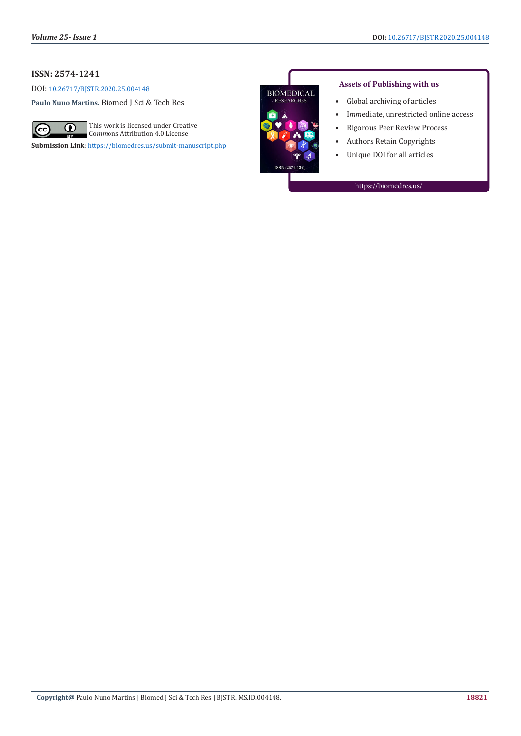**ISSN: 2574-1241**

DOI: 10.26717/BJSTR.2020.25.004148

**Paulo Nuno Martins.** Biomed J Sci & Tech Res

This work is licensed under Creative Commons Attribution 4.0 License

**Submission Link**: https://biomedres.us/submit-manuscript.php

BIOMEDICAL RESEARCHES

ISSN: 2574-1241

**Assets of Publishing with us**

- Global archiving of articles
- Immediate, unrestricted online access
- Rigorous Peer Review Process
- Authors Retain Copyrights
- Unique DOI for all articles

https://biomedres.us/